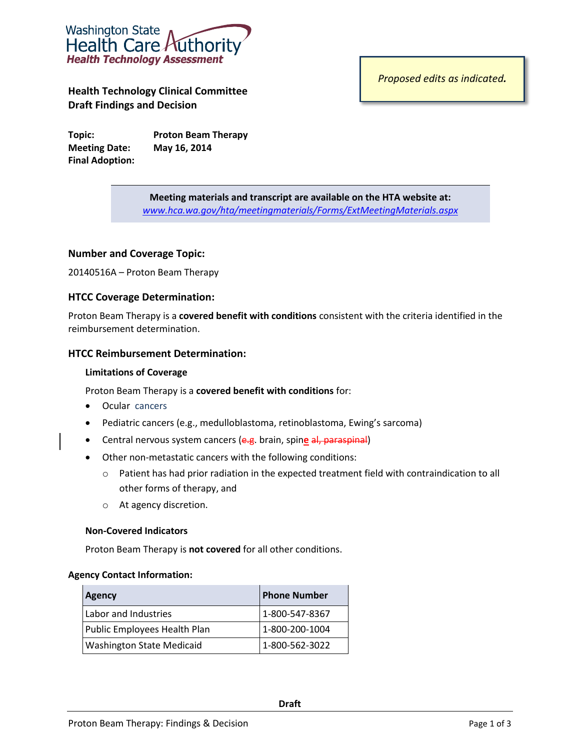Washington State
Health Care Authority
*Health Technology Assessment*

*Proposed edits as indicated.*

**Health Technology Clinical Committee**
**Draft Findings and Decision**

**Topic:** Proton Beam Therapy
**Meeting Date:** May 16, 2014
**Final Adoption:**

**Meeting materials and transcript are available on the HTA website at:**
*www.hca.wa.gov/hta/meetingmaterials/Forms/ExtMeetingMaterials.aspx*

### Number and Coverage Topic:

20140516A – Proton Beam Therapy

### HTCC Coverage Determination:

Proton Beam Therapy is a **covered benefit with conditions** consistent with the criteria identified in the reimbursement determination.

### HTCC Reimbursement Determination:

**Limitations of Coverage**

Proton Beam Therapy is a **covered benefit with conditions** for:

- Ocular cancers
- Pediatric cancers (e.g., medulloblastoma, retinoblastoma, Ewing's sarcoma)
- Central nervous system cancers (~~e.g~~. brain, spin**e** ~~al, paraspinal~~)
- Other non-metastatic cancers with the following conditions:
  - Patient has had prior radiation in the expected treatment field with contraindication to all other forms of therapy, and
  - At agency discretion.

**Non-Covered Indicators**

Proton Beam Therapy is **not covered** for all other conditions.

**Agency Contact Information:**

| Agency | Phone Number |
|---|---|
| Labor and Industries | 1-800-547-8367 |
| Public Employees Health Plan | 1-800-200-1004 |
| Washington State Medicaid | 1-800-562-3022 |

**Draft**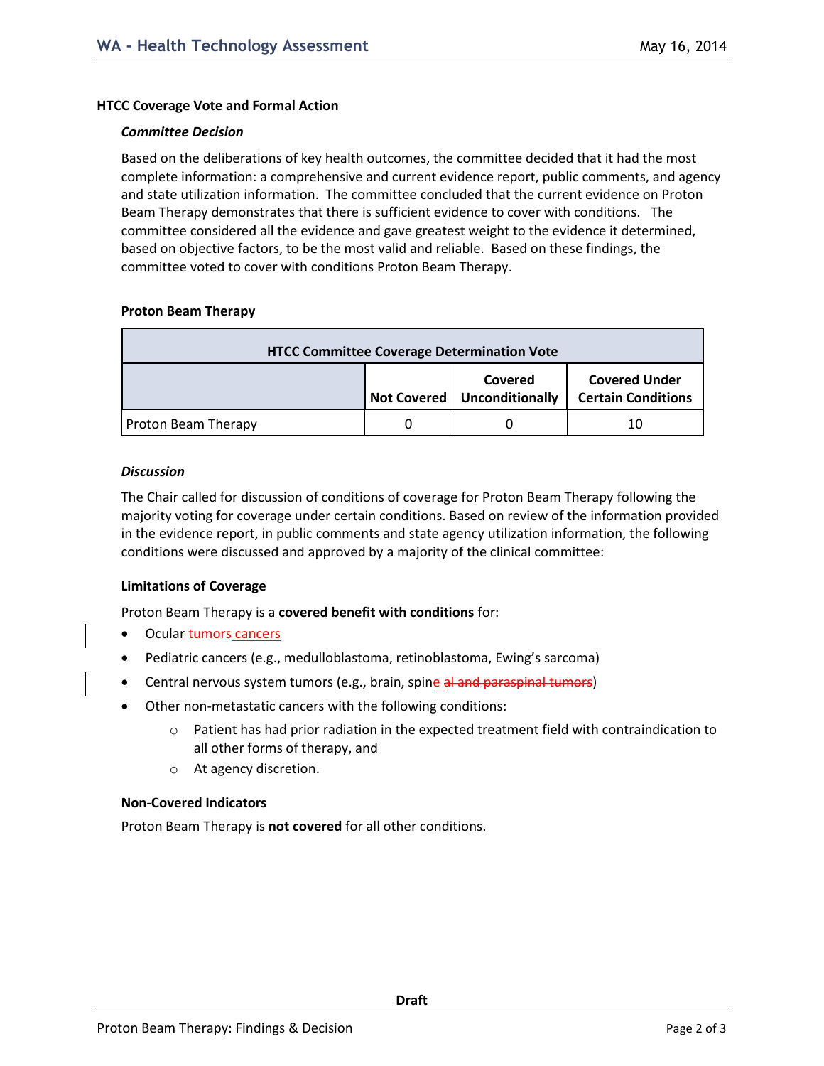### HTCC Coverage Vote and Formal Action

#### *Committee Decision*

Based on the deliberations of key health outcomes, the committee decided that it had the most complete information: a comprehensive and current evidence report, public comments, and agency and state utilization information. The committee concluded that the current evidence on Proton Beam Therapy demonstrates that there is sufficient evidence to cover with conditions. The committee considered all the evidence and gave greatest weight to the evidence it determined, based on objective factors, to be the most valid and reliable. Based on these findings, the committee voted to cover with conditions Proton Beam Therapy.

#### Proton Beam Therapy

| HTCC Committee Coverage Determination Vote | | | |
|---|---|---|---|
| | **Not Covered** | **Covered Unconditionally** | **Covered Under Certain Conditions** |
| Proton Beam Therapy | 0 | 0 | 10 |

#### *Discussion*

The Chair called for discussion of conditions of coverage for Proton Beam Therapy following the majority voting for coverage under certain conditions. Based on review of the information provided in the evidence report, in public comments and state agency utilization information, the following conditions were discussed and approved by a majority of the clinical committee:

#### Limitations of Coverage

Proton Beam Therapy is a **covered benefit with conditions** for:

- Ocular ~~tumors~~ cancers
- Pediatric cancers (e.g., medulloblastoma, retinoblastoma, Ewing's sarcoma)
- Central nervous system tumors (e.g., brain, spine ~~al and paraspinal tumors~~)
- Other non-metastatic cancers with the following conditions:
  - Patient has had prior radiation in the expected treatment field with contraindication to all other forms of therapy, and
  - At agency discretion.

#### Non-Covered Indicators

Proton Beam Therapy is **not covered** for all other conditions.

Draft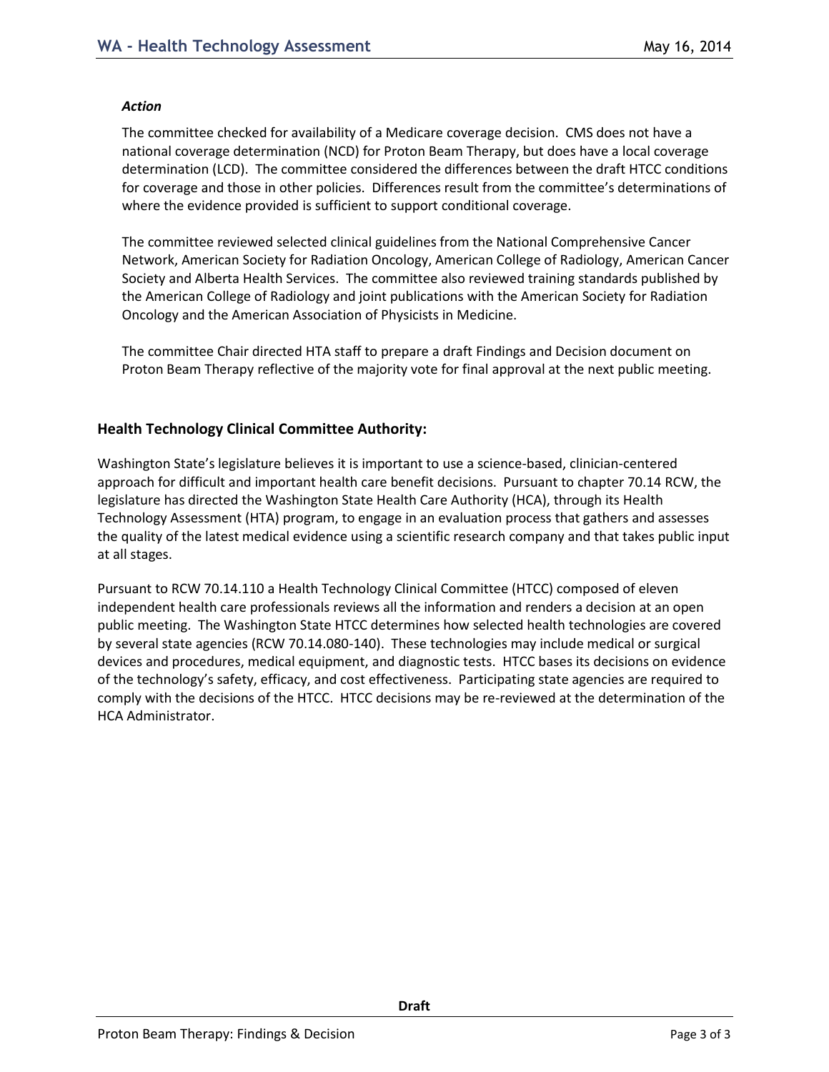*Action*

The committee checked for availability of a Medicare coverage decision. CMS does not have a national coverage determination (NCD) for Proton Beam Therapy, but does have a local coverage determination (LCD). The committee considered the differences between the draft HTCC conditions for coverage and those in other policies. Differences result from the committee's determinations of where the evidence provided is sufficient to support conditional coverage.

The committee reviewed selected clinical guidelines from the National Comprehensive Cancer Network, American Society for Radiation Oncology, American College of Radiology, American Cancer Society and Alberta Health Services. The committee also reviewed training standards published by the American College of Radiology and joint publications with the American Society for Radiation Oncology and the American Association of Physicists in Medicine.

The committee Chair directed HTA staff to prepare a draft Findings and Decision document on Proton Beam Therapy reflective of the majority vote for final approval at the next public meeting.

## Health Technology Clinical Committee Authority:

Washington State's legislature believes it is important to use a science-based, clinician-centered approach for difficult and important health care benefit decisions. Pursuant to chapter 70.14 RCW, the legislature has directed the Washington State Health Care Authority (HCA), through its Health Technology Assessment (HTA) program, to engage in an evaluation process that gathers and assesses the quality of the latest medical evidence using a scientific research company and that takes public input at all stages.

Pursuant to RCW 70.14.110 a Health Technology Clinical Committee (HTCC) composed of eleven independent health care professionals reviews all the information and renders a decision at an open public meeting. The Washington State HTCC determines how selected health technologies are covered by several state agencies (RCW 70.14.080-140). These technologies may include medical or surgical devices and procedures, medical equipment, and diagnostic tests. HTCC bases its decisions on evidence of the technology's safety, efficacy, and cost effectiveness. Participating state agencies are required to comply with the decisions of the HTCC. HTCC decisions may be re-reviewed at the determination of the HCA Administrator.

**Draft**